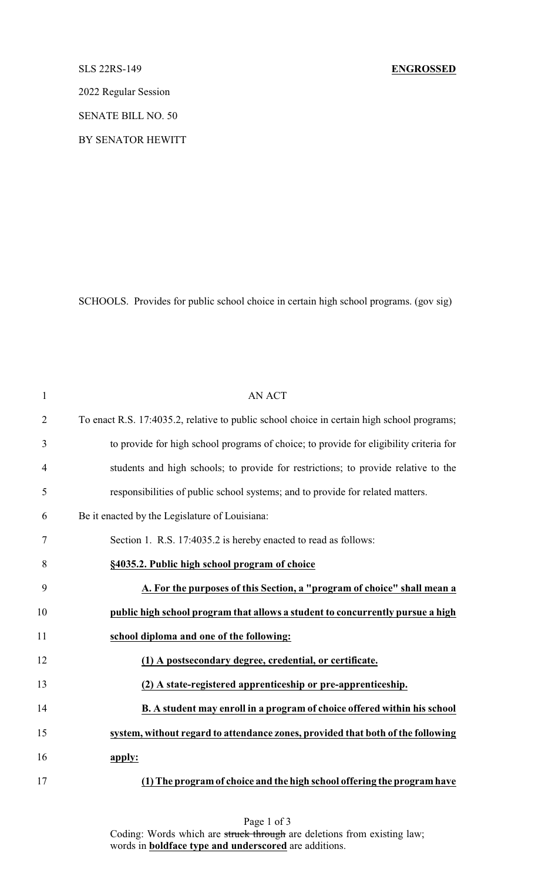SLS 22RS-149 **ENGROSSED**

2022 Regular Session

SENATE BILL NO. 50

BY SENATOR HEWITT

SCHOOLS. Provides for public school choice in certain high school programs. (gov sig)

AN ACT

To enact R.S. 17:4035.2, relative to public school choice in certain high school programs; to provide for high school programs of choice; to provide for eligibility criteria for students and high schools; to provide for restrictions; to provide relative to the responsibilities of public school systems; and to provide for related matters.

Be it enacted by the Legislature of Louisiana:

Section 1. R.S. 17:4035.2 is hereby enacted to read as follows:

**§4035.2. Public high school program of choice**

**A. For the purposes of this Section, a "program of choice" shall mean a public high school program that allows a student to concurrently pursue a high school diploma and one of the following:**

**(1) A postsecondary degree, credential, or certificate.**

**(2) A state-registered apprenticeship or pre-apprenticeship.**

**B. A student may enroll in a program of choice offered within his school system, without regard to attendance zones, provided that both of the following apply:**

**(1) The program of choice and the high school offering the program have**

Coding: Words which are ~~struck through~~ are deletions from existing law; words in **boldface type and underscored** are additions.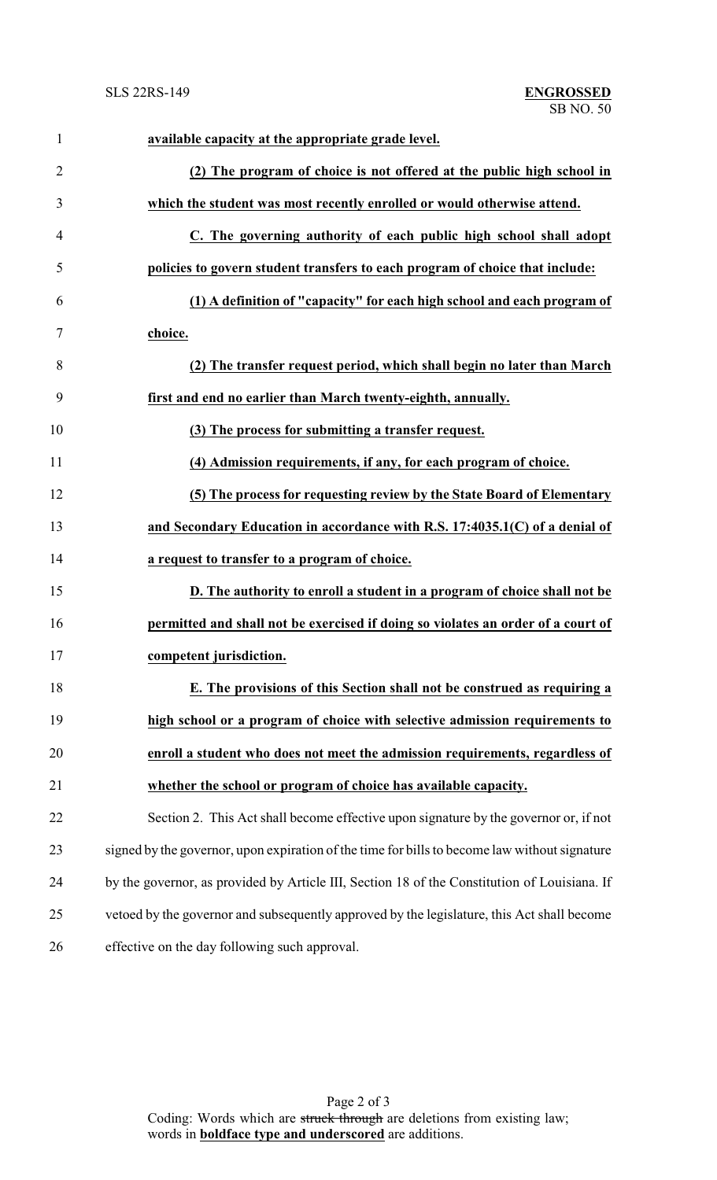**available capacity at the appropriate grade level.**

**(2) The program of choice is not offered at the public high school in which the student was most recently enrolled or would otherwise attend.**

**C. The governing authority of each public high school shall adopt policies to govern student transfers to each program of choice that include:**

**(1) A definition of "capacity" for each high school and each program of choice.**

**(2) The transfer request period, which shall begin no later than March first and end no earlier than March twenty-eighth, annually.**

**(3) The process for submitting a transfer request.**

**(4) Admission requirements, if any, for each program of choice.**

**(5) The process for requesting review by the State Board of Elementary and Secondary Education in accordance with R.S. 17:4035.1(C) of a denial of a request to transfer to a program of choice.**

**D. The authority to enroll a student in a program of choice shall not be permitted and shall not be exercised if doing so violates an order of a court of competent jurisdiction.**

**E. The provisions of this Section shall not be construed as requiring a high school or a program of choice with selective admission requirements to enroll a student who does not meet the admission requirements, regardless of whether the school or program of choice has available capacity.**

Section 2. This Act shall become effective upon signature by the governor or, if not signed by the governor, upon expiration of the time for bills to become law without signature by the governor, as provided by Article III, Section 18 of the Constitution of Louisiana. If vetoed by the governor and subsequently approved by the legislature, this Act shall become effective on the day following such approval.

Coding: Words which are ~~struck through~~ are deletions from existing law; words in **boldface type and underscored** are additions.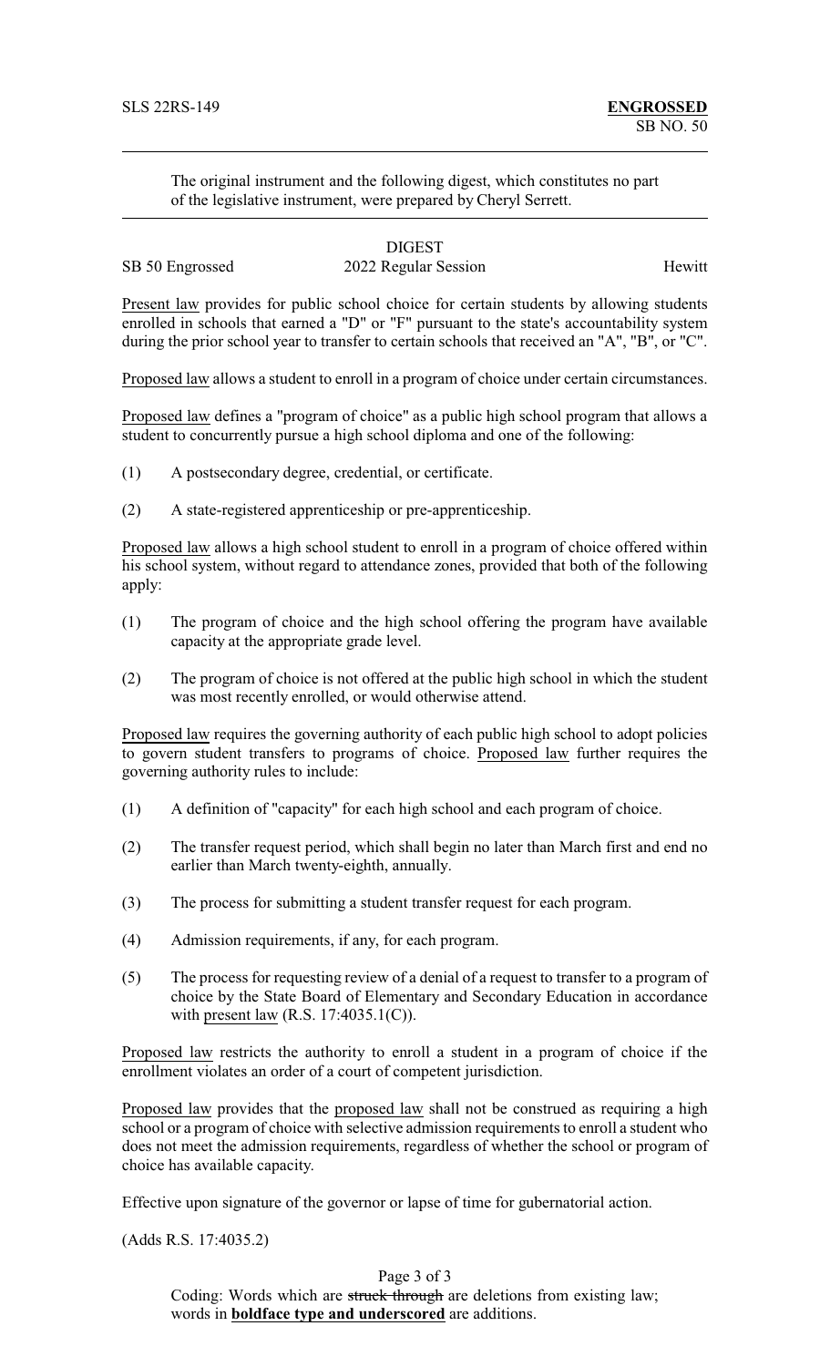SLS 22RS-149 **ENGROSSED**
SB NO. 50

The original instrument and the following digest, which constitutes no part of the legislative instrument, were prepared by Cheryl Serrett.

DIGEST

SB 50 Engrossed 2022 Regular Session Hewitt

Present law provides for public school choice for certain students by allowing students enrolled in schools that earned a "D" or "F" pursuant to the state's accountability system during the prior school year to transfer to certain schools that received an "A", "B", or "C".

Proposed law allows a student to enroll in a program of choice under certain circumstances.

Proposed law defines a "program of choice" as a public high school program that allows a student to concurrently pursue a high school diploma and one of the following:

(1) A postsecondary degree, credential, or certificate.

(2) A state-registered apprenticeship or pre-apprenticeship.

Proposed law allows a high school student to enroll in a program of choice offered within his school system, without regard to attendance zones, provided that both of the following apply:

(1) The program of choice and the high school offering the program have available capacity at the appropriate grade level.

(2) The program of choice is not offered at the public high school in which the student was most recently enrolled, or would otherwise attend.

Proposed law requires the governing authority of each public high school to adopt policies to govern student transfers to programs of choice. Proposed law further requires the governing authority rules to include:

(1) A definition of "capacity" for each high school and each program of choice.

(2) The transfer request period, which shall begin no later than March first and end no earlier than March twenty-eighth, annually.

(3) The process for submitting a student transfer request for each program.

(4) Admission requirements, if any, for each program.

(5) The process for requesting review of a denial of a request to transfer to a program of choice by the State Board of Elementary and Secondary Education in accordance with present law (R.S. 17:4035.1(C)).

Proposed law restricts the authority to enroll a student in a program of choice if the enrollment violates an order of a court of competent jurisdiction.

Proposed law provides that the proposed law shall not be construed as requiring a high school or a program of choice with selective admission requirements to enroll a student who does not meet the admission requirements, regardless of whether the school or program of choice has available capacity.

Effective upon signature of the governor or lapse of time for gubernatorial action.

(Adds R.S. 17:4035.2)

Coding: Words which are ~~struck through~~ are deletions from existing law; words in **boldface type and underscored** are additions.